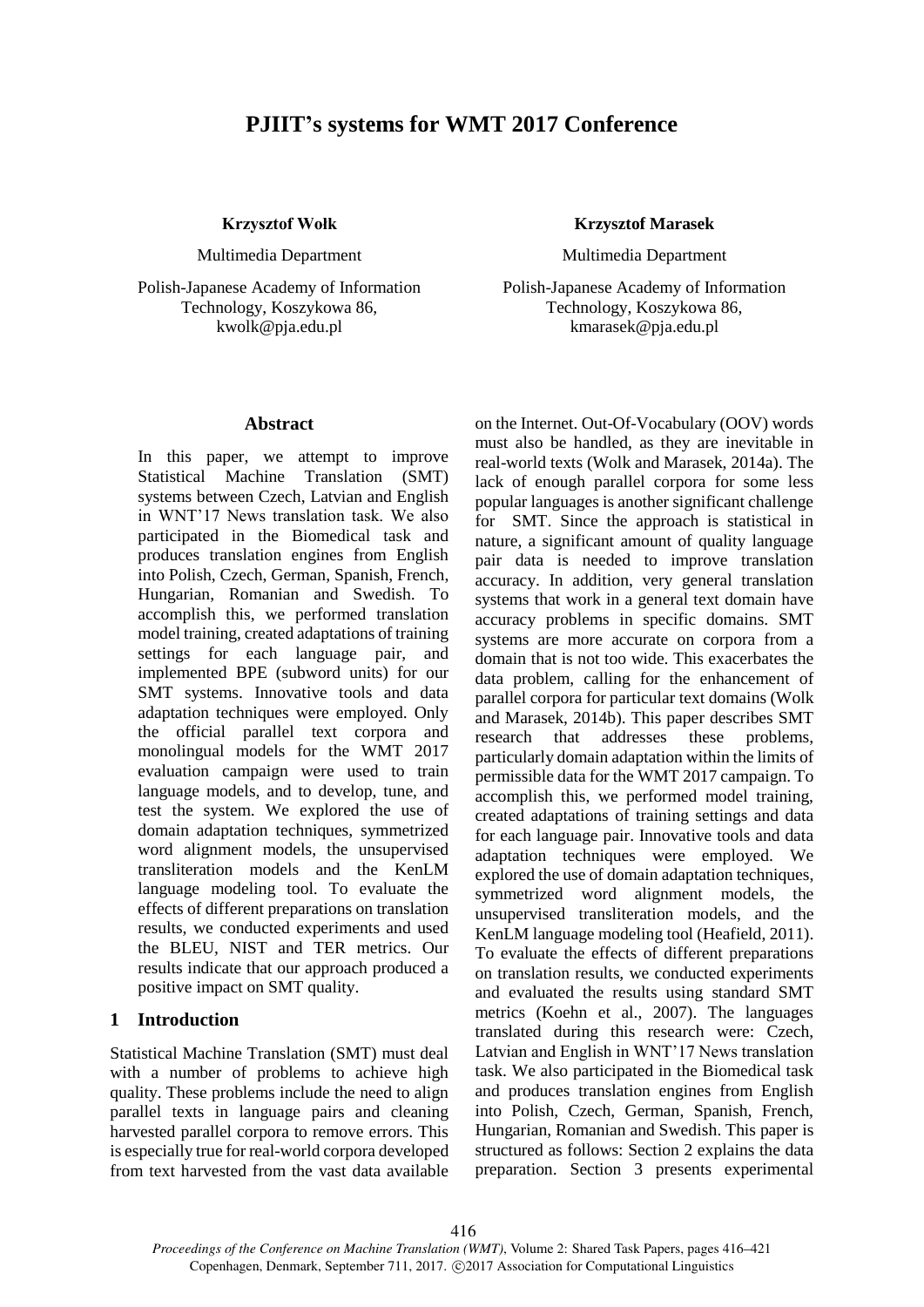# PJIIT's systems for WMT 2017 Conference

**Krzysztof Wołk**

Multimedia Department

Polish-Japanese Academy of Information Technology, Koszykowa 86, kwolk@pja.edu.pl

**Krzysztof Marasek**

Multimedia Department

Polish-Japanese Academy of Information Technology, Koszykowa 86, kmarasek@pja.edu.pl

## Abstract

In this paper, we attempt to improve Statistical Machine Translation (SMT) systems between Czech, Latvian and English in WNT'17 News translation task. We also participated in the Biomedical task and produces translation engines from English into Polish, Czech, German, Spanish, French, Hungarian, Romanian and Swedish. To accomplish this, we performed translation model training, created adaptations of training settings for each language pair, and implemented BPE (subword units) for our SMT systems. Innovative tools and data adaptation techniques were employed. Only the official parallel text corpora and monolingual models for the WMT 2017 evaluation campaign were used to train language models, and to develop, tune, and test the system. We explored the use of domain adaptation techniques, symmetrized word alignment models, the unsupervised transliteration models and the KenLM language modeling tool. To evaluate the effects of different preparations on translation results, we conducted experiments and used the BLEU, NIST and TER metrics. Our results indicate that our approach produced a positive impact on SMT quality.

## 1 Introduction

Statistical Machine Translation (SMT) must deal with a number of problems to achieve high quality. These problems include the need to align parallel texts in language pairs and cleaning harvested parallel corpora to remove errors. This is especially true for real-world corpora developed from text harvested from the vast data available on the Internet. Out-Of-Vocabulary (OOV) words must also be handled, as they are inevitable in real-world texts (Wolk and Marasek, 2014a). The lack of enough parallel corpora for some less popular languages is another significant challenge for SMT. Since the approach is statistical in nature, a significant amount of quality language pair data is needed to improve translation accuracy. In addition, very general translation systems that work in a general text domain have accuracy problems in specific domains. SMT systems are more accurate on corpora from a domain that is not too wide. This exacerbates the data problem, calling for the enhancement of parallel corpora for particular text domains (Wolk and Marasek, 2014b). This paper describes SMT research that addresses these problems, particularly domain adaptation within the limits of permissible data for the WMT 2017 campaign. To accomplish this, we performed model training, created adaptations of training settings and data for each language pair. Innovative tools and data adaptation techniques were employed. We explored the use of domain adaptation techniques, symmetrized word alignment models, the unsupervised transliteration models, and the KenLM language modeling tool (Heafield, 2011). To evaluate the effects of different preparations on translation results, we conducted experiments and evaluated the results using standard SMT metrics (Koehn et al., 2007). The languages translated during this research were: Czech, Latvian and English in WNT'17 News translation task. We also participated in the Biomedical task and produces translation engines from English into Polish, Czech, German, Spanish, French, Hungarian, Romanian and Swedish. This paper is structured as follows: Section 2 explains the data preparation. Section 3 presents experimental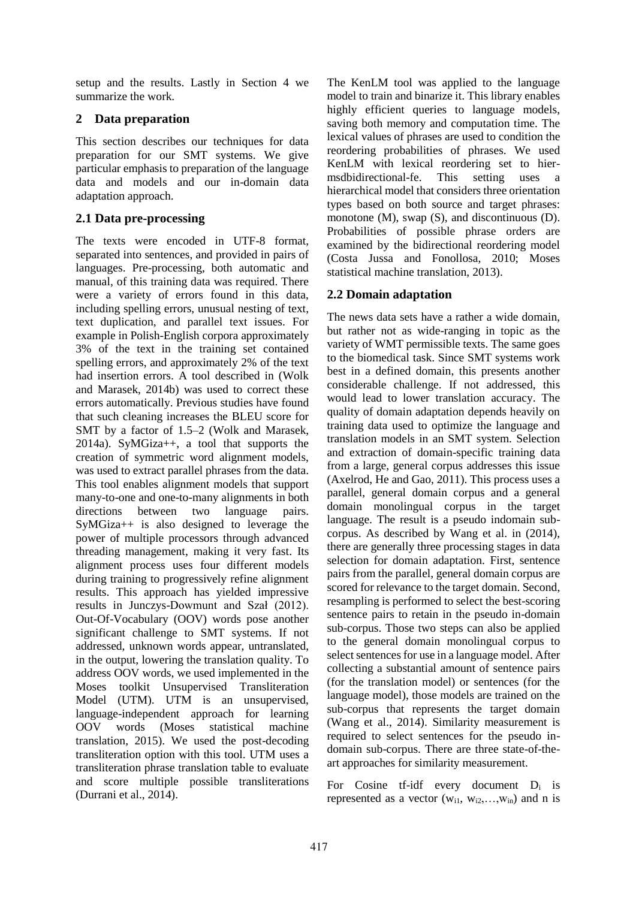setup and the results. Lastly in Section 4 we summarize the work.

## 2 Data preparation

This section describes our techniques for data preparation for our SMT systems. We give particular emphasis to preparation of the language data and models and our in-domain data adaptation approach.

### 2.1 Data pre-processing

The texts were encoded in UTF-8 format, separated into sentences, and provided in pairs of languages. Pre-processing, both automatic and manual, of this training data was required. There were a variety of errors found in this data, including spelling errors, unusual nesting of text, text duplication, and parallel text issues. For example in Polish-English corpora approximately 3% of the text in the training set contained spelling errors, and approximately 2% of the text had insertion errors. A tool described in (Wolk and Marasek, 2014b) was used to correct these errors automatically. Previous studies have found that such cleaning increases the BLEU score for SMT by a factor of 1.5–2 (Wolk and Marasek, 2014a). SyMGiza++, a tool that supports the creation of symmetric word alignment models, was used to extract parallel phrases from the data. This tool enables alignment models that support many-to-one and one-to-many alignments in both directions between two language pairs. SyMGiza++ is also designed to leverage the power of multiple processors through advanced threading management, making it very fast. Its alignment process uses four different models during training to progressively refine alignment results. This approach has yielded impressive results in Junczys-Dowmunt and Szał (2012). Out-Of-Vocabulary (OOV) words pose another significant challenge to SMT systems. If not addressed, unknown words appear, untranslated, in the output, lowering the translation quality. To address OOV words, we used implemented in the Moses toolkit Unsupervised Transliteration Model (UTM). UTM is an unsupervised, language-independent approach for learning OOV words (Moses statistical machine translation, 2015). We used the post-decoding transliteration option with this tool. UTM uses a transliteration phrase translation table to evaluate and score multiple possible transliterations (Durrani et al., 2014).

The KenLM tool was applied to the language model to train and binarize it. This library enables highly efficient queries to language models, saving both memory and computation time. The lexical values of phrases are used to condition the reordering probabilities of phrases. We used KenLM with lexical reordering set to hier-msdbidirectional-fe. This setting uses a hierarchical model that considers three orientation types based on both source and target phrases: monotone (M), swap (S), and discontinuous (D). Probabilities of possible phrase orders are examined by the bidirectional reordering model (Costa Jussa and Fonollosa, 2010; Moses statistical machine translation, 2013).

### 2.2 Domain adaptation

The news data sets have a rather a wide domain, but rather not as wide-ranging in topic as the variety of WMT permissible texts. The same goes to the biomedical task. Since SMT systems work best in a defined domain, this presents another considerable challenge. If not addressed, this would lead to lower translation accuracy. The quality of domain adaptation depends heavily on training data used to optimize the language and translation models in an SMT system. Selection and extraction of domain-specific training data from a large, general corpus addresses this issue (Axelrod, He and Gao, 2011). This process uses a parallel, general domain corpus and a general domain monolingual corpus in the target language. The result is a pseudo indomain sub-corpus. As described by Wang et al. in (2014), there are generally three processing stages in data selection for domain adaptation. First, sentence pairs from the parallel, general domain corpus are scored for relevance to the target domain. Second, resampling is performed to select the best-scoring sentence pairs to retain in the pseudo in-domain sub-corpus. Those two steps can also be applied to the general domain monolingual corpus to select sentences for use in a language model. After collecting a substantial amount of sentence pairs (for the translation model) or sentences (for the language model), those models are trained on the sub-corpus that represents the target domain (Wang et al., 2014). Similarity measurement is required to select sentences for the pseudo in-domain sub-corpus. There are three state-of-the-art approaches for similarity measurement.

For Cosine tf-idf every document $D_i$ is represented as a vector $(w_{i1}, w_{i2}, \ldots, w_{in})$ and n is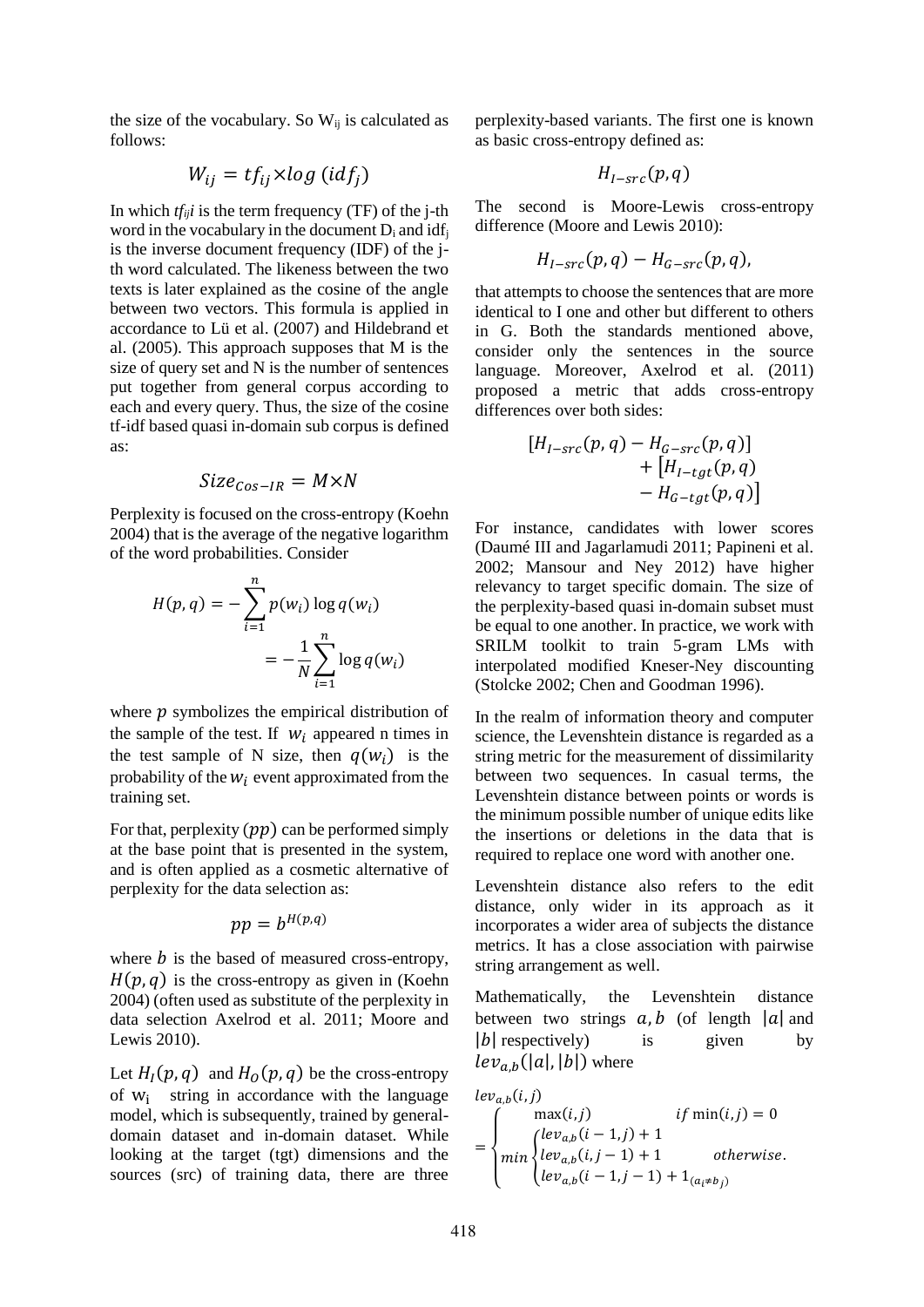the size of the vocabulary. So $W_{ij}$ is calculated as follows:

$$W_{ij} = tf_{ij} \times log\ (idf_j)$$

In which $tf_{ij}i$ is the term frequency (TF) of the j-th word in the vocabulary in the document $D_i$ and $idf_j$ is the inverse document frequency (IDF) of the j-th word calculated. The likeness between the two texts is later explained as the cosine of the angle between two vectors. This formula is applied in accordance to Lü et al. (2007) and Hildebrand et al. (2005). This approach supposes that M is the size of query set and N is the number of sentences put together from general corpus according to each and every query. Thus, the size of the cosine tf-idf based quasi in-domain sub corpus is defined as:

$$Size_{Cos-IR} = M \times N$$

Perplexity is focused on the cross-entropy (Koehn 2004) that is the average of the negative logarithm of the word probabilities. Consider

$$H(p,q) = -\sum_{i=1}^{n} p(w_i) \log q(w_i) = -\frac{1}{N}\sum_{i=1}^{n} \log q(w_i)$$

where $p$ symbolizes the empirical distribution of the sample of the test. If $w_i$ appeared n times in the test sample of N size, then $q(w_i)$ is the probability of the $w_i$ event approximated from the training set.

For that, perplexity $(pp)$ can be performed simply at the base point that is presented in the system, and is often applied as a cosmetic alternative of perplexity for the data selection as:

$$pp = b^{H(p,q)}$$

where $b$ is the based of measured cross-entropy, $H(p,q)$ is the cross-entropy as given in (Koehn 2004) (often used as substitute of the perplexity in data selection Axelrod et al. 2011; Moore and Lewis 2010).

Let $H_I(p,q)$ and $H_O(p,q)$ be the cross-entropy of $w_i$ string in accordance with the language model, which is subsequently, trained by general-domain dataset and in-domain dataset. While looking at the target (tgt) dimensions and the sources (src) of training data, there are three perplexity-based variants. The first one is known as basic cross-entropy defined as:

$$H_{I-src}(p,q)$$

The second is Moore-Lewis cross-entropy difference (Moore and Lewis 2010):

$$H_{I-src}(p,q) - H_{G-src}(p,q),$$

that attempts to choose the sentences that are more identical to I one and other but different to others in G. Both the standards mentioned above, consider only the sentences in the source language. Moreover, Axelrod et al. (2011) proposed a metric that adds cross-entropy differences over both sides:

$$[H_{I-src}(p,q) - H_{G-src}(p,q)] + [H_{I-tgt}(p,q) - H_{G-tgt}(p,q)]$$

For instance, candidates with lower scores (Daumé III and Jagarlamudi 2011; Papineni et al. 2002; Mansour and Ney 2012) have higher relevancy to target specific domain. The size of the perplexity-based quasi in-domain subset must be equal to one another. In practice, we work with SRILM toolkit to train 5-gram LMs with interpolated modified Kneser-Ney discounting (Stolcke 2002; Chen and Goodman 1996).

In the realm of information theory and computer science, the Levenshtein distance is regarded as a string metric for the measurement of dissimilarity between two sequences. In casual terms, the Levenshtein distance between points or words is the minimum possible number of unique edits like the insertions or deletions in the data that is required to replace one word with another one.

Levenshtein distance also refers to the edit distance, only wider in its approach as it incorporates a wider area of subjects the distance metrics. It has a close association with pairwise string arrangement as well.

Mathematically, the Levenshtein distance between two strings $a, b$ (of length $|a|$ and $|b|$ respectively) is given by $lev_{a,b}(|a|,|b|)$ where

$$lev_{a,b}(i,j) = \begin{cases} \max(i,j) & if\ \min(i,j) = 0 \\ min \begin{cases} lev_{a,b}(i-1,j) + 1 \\ lev_{a,b}(i,j-1) + 1 \\ lev_{a,b}(i-1,j-1) + 1_{(a_i \neq b_j)} \end{cases} & otherwise. \end{cases}$$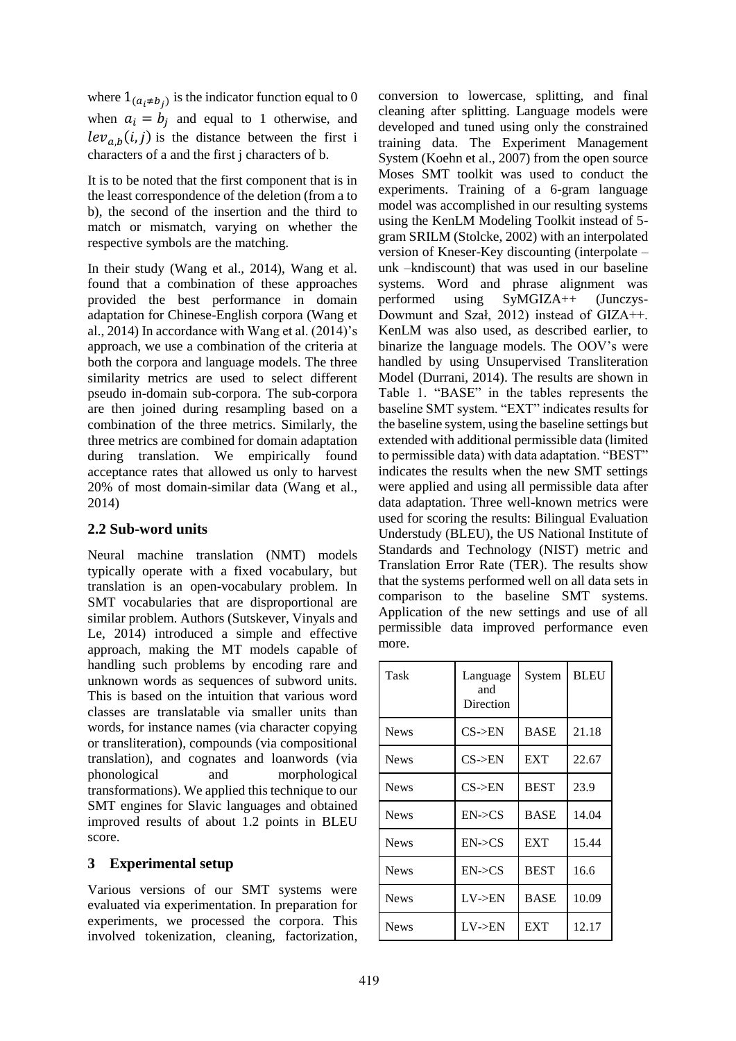where $1_{(a_i \neq b_j)}$ is the indicator function equal to 0 when $a_i = b_j$ and equal to 1 otherwise, and $lev_{a,b}(i,j)$ is the distance between the first i characters of a and the first j characters of b.

It is to be noted that the first component that is in the least correspondence of the deletion (from a to b), the second of the insertion and the third to match or mismatch, varying on whether the respective symbols are the matching.

In their study (Wang et al., 2014), Wang et al. found that a combination of these approaches provided the best performance in domain adaptation for Chinese-English corpora (Wang et al., 2014) In accordance with Wang et al. (2014)'s approach, we use a combination of the criteria at both the corpora and language models. The three similarity metrics are used to select different pseudo in-domain sub-corpora. The sub-corpora are then joined during resampling based on a combination of the three metrics. Similarly, the three metrics are combined for domain adaptation during translation. We empirically found acceptance rates that allowed us only to harvest 20% of most domain-similar data (Wang et al., 2014)

## 2.2 Sub-word units

Neural machine translation (NMT) models typically operate with a fixed vocabulary, but translation is an open-vocabulary problem. In SMT vocabularies that are disproportional are similar problem. Authors (Sutskever, Vinyals and Le, 2014) introduced a simple and effective approach, making the MT models capable of handling such problems by encoding rare and unknown words as sequences of subword units. This is based on the intuition that various word classes are translatable via smaller units than words, for instance names (via character copying or transliteration), compounds (via compositional translation), and cognates and loanwords (via phonological and morphological transformations). We applied this technique to our SMT engines for Slavic languages and obtained improved results of about 1.2 points in BLEU score.

# 3 Experimental setup

Various versions of our SMT systems were evaluated via experimentation. In preparation for experiments, we processed the corpora. This involved tokenization, cleaning, factorization, conversion to lowercase, splitting, and final cleaning after splitting. Language models were developed and tuned using only the constrained training data. The Experiment Management System (Koehn et al., 2007) from the open source Moses SMT toolkit was used to conduct the experiments. Training of a 6-gram language model was accomplished in our resulting systems using the KenLM Modeling Toolkit instead of 5-gram SRILM (Stolcke, 2002) with an interpolated version of Kneser-Key discounting (interpolate –unk –kndiscount) that was used in our baseline systems. Word and phrase alignment was performed using SyMGIZA++ (Junczys-Dowmunt and Szał, 2012) instead of GIZA++. KenLM was also used, as described earlier, to binarize the language models. The OOV's were handled by using Unsupervised Transliteration Model (Durrani, 2014). The results are shown in Table 1. "BASE" in the tables represents the baseline SMT system. "EXT" indicates results for the baseline system, using the baseline settings but extended with additional permissible data (limited to permissible data) with data adaptation. "BEST" indicates the results when the new SMT settings were applied and using all permissible data after data adaptation. Three well-known metrics were used for scoring the results: Bilingual Evaluation Understudy (BLEU), the US National Institute of Standards and Technology (NIST) metric and Translation Error Rate (TER). The results show that the systems performed well on all data sets in comparison to the baseline SMT systems. Application of the new settings and use of all permissible data improved performance even more.

| Task | Language and Direction | System | BLEU |
|---|---|---|---|
| News | CS->EN | BASE | 21.18 |
| News | CS->EN | EXT | 22.67 |
| News | CS->EN | BEST | 23.9 |
| News | EN->CS | BASE | 14.04 |
| News | EN->CS | EXT | 15.44 |
| News | EN->CS | BEST | 16.6 |
| News | LV->EN | BASE | 10.09 |
| News | LV->EN | EXT | 12.17 |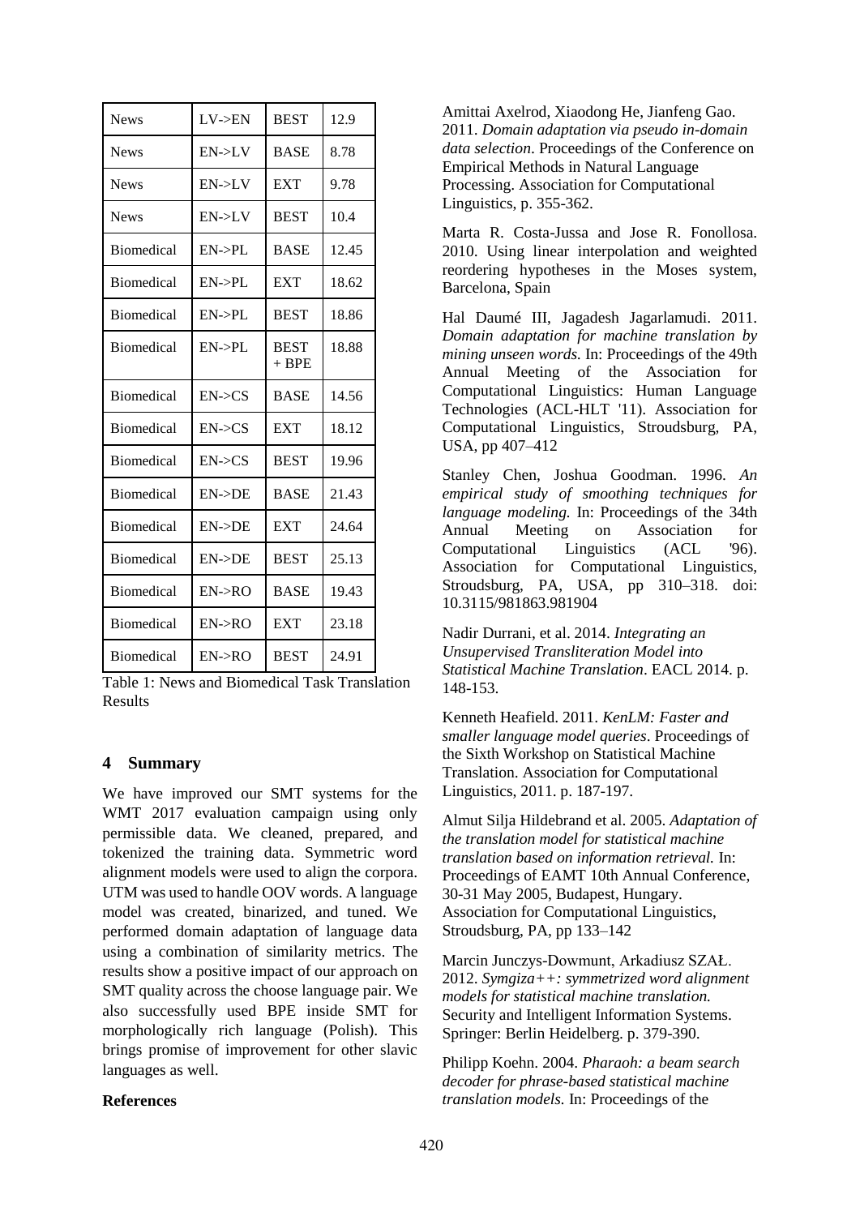| News | LV->EN | BEST | 12.9 |
|---|---|---|---|
| News | EN->LV | BASE | 8.78 |
| News | EN->LV | EXT | 9.78 |
| News | EN->LV | BEST | 10.4 |
| Biomedical | EN->PL | BASE | 12.45 |
| Biomedical | EN->PL | EXT | 18.62 |
| Biomedical | EN->PL | BEST | 18.86 |
| Biomedical | EN->PL | BEST + BPE | 18.88 |
| Biomedical | EN->CS | BASE | 14.56 |
| Biomedical | EN->CS | EXT | 18.12 |
| Biomedical | EN->CS | BEST | 19.96 |
| Biomedical | EN->DE | BASE | 21.43 |
| Biomedical | EN->DE | EXT | 24.64 |
| Biomedical | EN->DE | BEST | 25.13 |
| Biomedical | EN->RO | BASE | 19.43 |
| Biomedical | EN->RO | EXT | 23.18 |
| Biomedical | EN->RO | BEST | 24.91 |

Table 1: News and Biomedical Task Translation Results

## 4 Summary

We have improved our SMT systems for the WMT 2017 evaluation campaign using only permissible data. We cleaned, prepared, and tokenized the training data. Symmetric word alignment models were used to align the corpora. UTM was used to handle OOV words. A language model was created, binarized, and tuned. We performed domain adaptation of language data using a combination of similarity metrics. The results show a positive impact of our approach on SMT quality across the choose language pair. We also successfully used BPE inside SMT for morphologically rich language (Polish). This brings promise of improvement for other slavic languages as well.

**References**

Amittai Axelrod, Xiaodong He, Jianfeng Gao. 2011. *Domain adaptation via pseudo in-domain data selection*. Proceedings of the Conference on Empirical Methods in Natural Language Processing. Association for Computational Linguistics, p. 355-362.

Marta R. Costa-Jussa and Jose R. Fonollosa. 2010. Using linear interpolation and weighted reordering hypotheses in the Moses system, Barcelona, Spain

Hal Daumé III, Jagadesh Jagarlamudi. 2011. *Domain adaptation for machine translation by mining unseen words.* In: Proceedings of the 49th Annual Meeting of the Association for Computational Linguistics: Human Language Technologies (ACL-HLT '11). Association for Computational Linguistics, Stroudsburg, PA, USA, pp 407–412

Stanley Chen, Joshua Goodman. 1996. *An empirical study of smoothing techniques for language modeling.* In: Proceedings of the 34th Annual Meeting on Association for Computational Linguistics (ACL '96). Association for Computational Linguistics, Stroudsburg, PA, USA, pp 310–318. doi: 10.3115/981863.981904

Nadir Durrani, et al. 2014. *Integrating an Unsupervised Transliteration Model into Statistical Machine Translation*. EACL 2014. p. 148-153.

Kenneth Heafield. 2011. *KenLM: Faster and smaller language model queries*. Proceedings of the Sixth Workshop on Statistical Machine Translation. Association for Computational Linguistics, 2011. p. 187-197.

Almut Silja Hildebrand et al. 2005. *Adaptation of the translation model for statistical machine translation based on information retrieval.* In: Proceedings of EAMT 10th Annual Conference, 30-31 May 2005, Budapest, Hungary. Association for Computational Linguistics, Stroudsburg, PA, pp 133–142

Marcin Junczys-Dowmunt, Arkadiusz SZAŁ. 2012. *Symgiza++: symmetrized word alignment models for statistical machine translation.* Security and Intelligent Information Systems. Springer: Berlin Heidelberg. p. 379-390.

Philipp Koehn. 2004. *Pharaoh: a beam search decoder for phrase-based statistical machine translation models.* In: Proceedings of the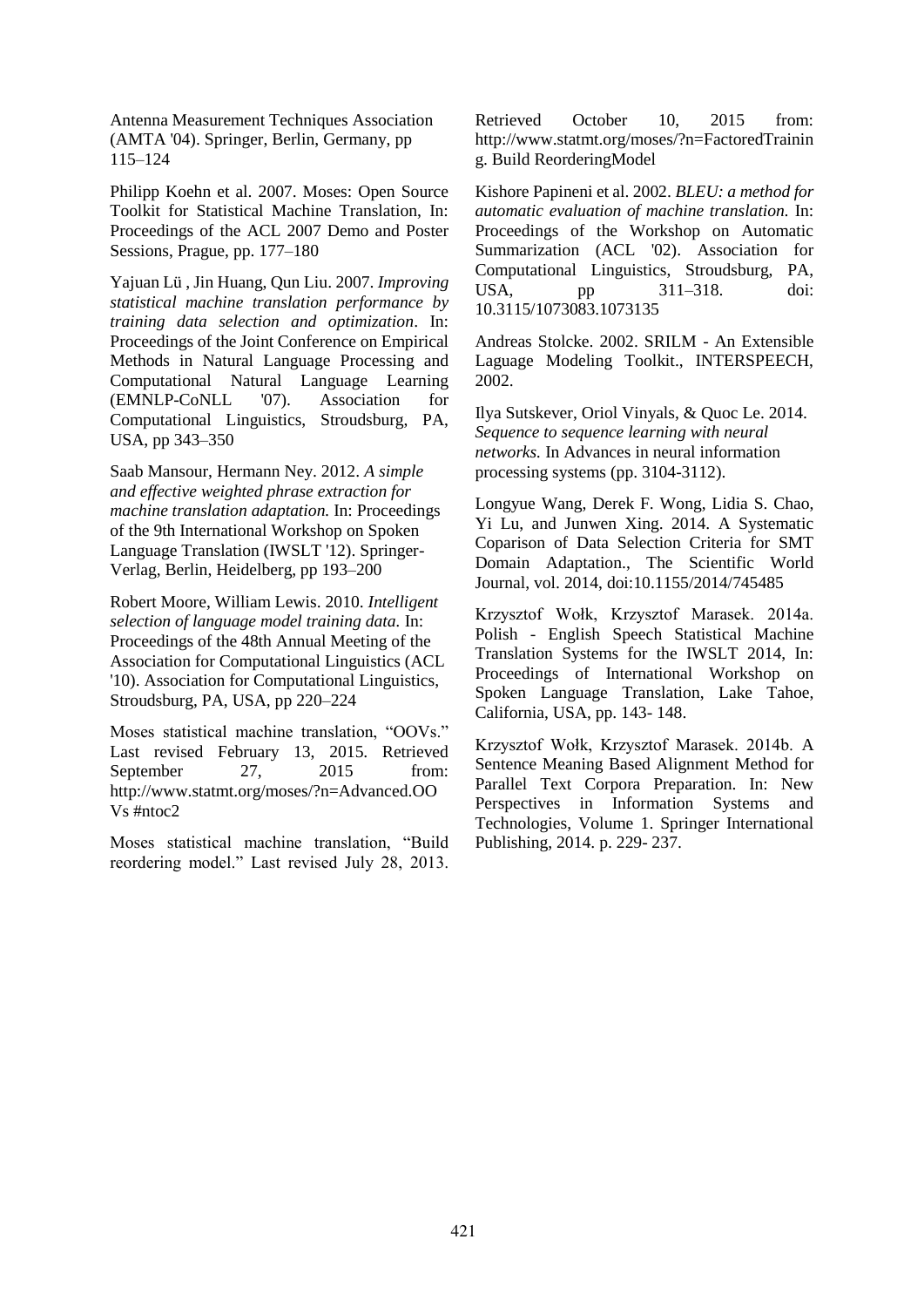Antenna Measurement Techniques Association (AMTA '04). Springer, Berlin, Germany, pp 115–124

Philipp Koehn et al. 2007. Moses: Open Source Toolkit for Statistical Machine Translation, In: Proceedings of the ACL 2007 Demo and Poster Sessions, Prague, pp. 177–180

Yajuan Lü , Jin Huang, Qun Liu. 2007. *Improving statistical machine translation performance by training data selection and optimization*. In: Proceedings of the Joint Conference on Empirical Methods in Natural Language Processing and Computational Natural Language Learning (EMNLP-CoNLL '07). Association for Computational Linguistics, Stroudsburg, PA, USA, pp 343–350

Saab Mansour, Hermann Ney. 2012. *A simple and effective weighted phrase extraction for machine translation adaptation.* In: Proceedings of the 9th International Workshop on Spoken Language Translation (IWSLT '12). Springer-Verlag, Berlin, Heidelberg, pp 193–200

Robert Moore, William Lewis. 2010. *Intelligent selection of language model training data.* In: Proceedings of the 48th Annual Meeting of the Association for Computational Linguistics (ACL '10). Association for Computational Linguistics, Stroudsburg, PA, USA, pp 220–224

Moses statistical machine translation, "OOVs." Last revised February 13, 2015. Retrieved September 27, 2015 from: http://www.statmt.org/moses/?n=Advanced.OOVs #ntoc2

Moses statistical machine translation, "Build reordering model." Last revised July 28, 2013. Retrieved October 10, 2015 from: http://www.statmt.org/moses/?n=FactoredTraining. Build ReorderingModel

Kishore Papineni et al. 2002. *BLEU: a method for automatic evaluation of machine translation.* In: Proceedings of the Workshop on Automatic Summarization (ACL '02). Association for Computational Linguistics, Stroudsburg, PA, USA, pp 311–318. doi: 10.3115/1073083.1073135

Andreas Stolcke. 2002. SRILM - An Extensible Laguage Modeling Toolkit., INTERSPEECH, 2002.

Ilya Sutskever, Oriol Vinyals, & Quoc Le. 2014. *Sequence to sequence learning with neural networks.* In Advances in neural information processing systems (pp. 3104-3112).

Longyue Wang, Derek F. Wong, Lidia S. Chao, Yi Lu, and Junwen Xing. 2014. A Systematic Coparison of Data Selection Criteria for SMT Domain Adaptation., The Scientific World Journal, vol. 2014, doi:10.1155/2014/745485

Krzysztof Wołk, Krzysztof Marasek. 2014a. Polish - English Speech Statistical Machine Translation Systems for the IWSLT 2014, In: Proceedings of International Workshop on Spoken Language Translation, Lake Tahoe, California, USA, pp. 143- 148.

Krzysztof Wołk, Krzysztof Marasek. 2014b. A Sentence Meaning Based Alignment Method for Parallel Text Corpora Preparation. In: New Perspectives in Information Systems and Technologies, Volume 1. Springer International Publishing, 2014. p. 229- 237.